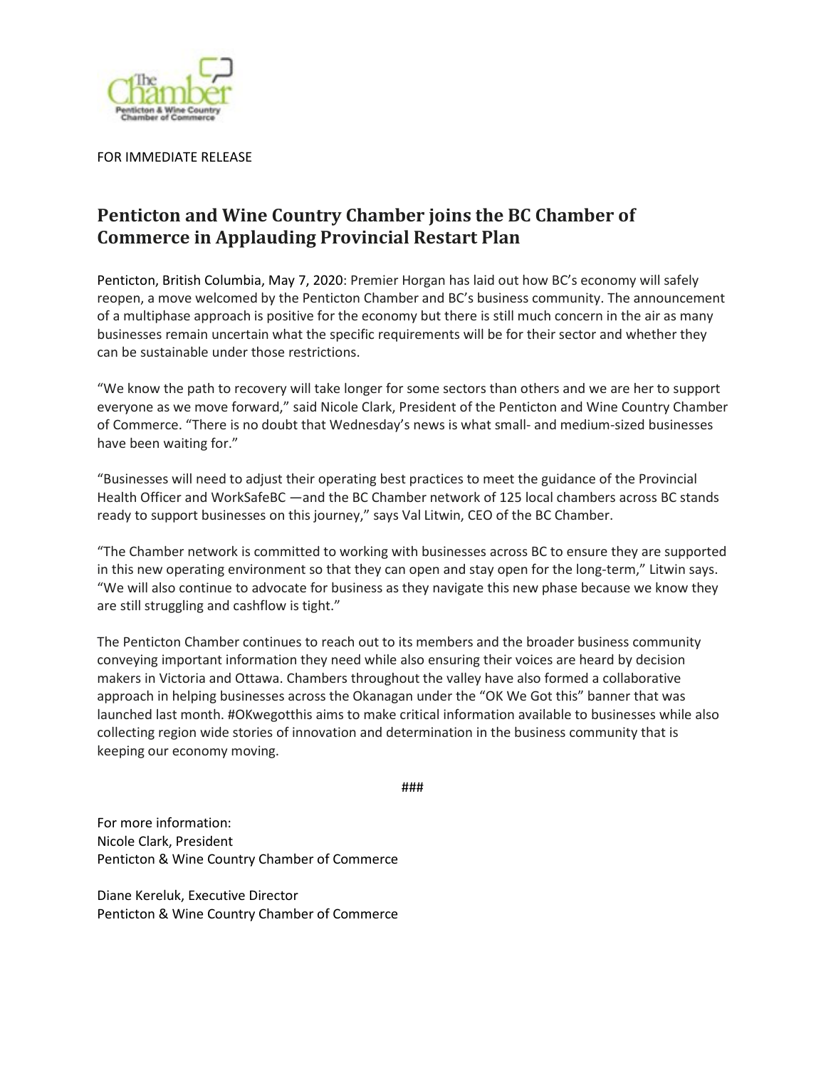FOR IMMEDIATE RELEASE

# Penticton and Wine Country Chamber joins the BC Chamber of Commerce in Applauding Provincial Restart Plan

Penticton, British Columbia, May 7, 2020: Premier Horgan has laid out how BC's economy will safely reopen, a move welcomed by the Penticton Chamber and BC's business community. The announcement of a multiphase approach is positive for the economy but there is still much concern in the air as many businesses remain uncertain what the specific requirements will be for their sector and whether they can be sustainable under those restrictions.

"We know the path to recovery will take longer for some sectors than others and we are her to support everyone as we move forward," said Nicole Clark, President of the Penticton and Wine Country Chamber of Commerce. "There is no doubt that Wednesday's news is what small- and medium-sized businesses have been waiting for."

"Businesses will need to adjust their operating best practices to meet the guidance of the Provincial Health Officer and WorkSafeBC —and the BC Chamber network of 125 local chambers across BC stands ready to support businesses on this journey," says Val Litwin, CEO of the BC Chamber.

"The Chamber network is committed to working with businesses across BC to ensure they are supported in this new operating environment so that they can open and stay open for the long-term," Litwin says. "We will also continue to advocate for business as they navigate this new phase because we know they are still struggling and cashflow is tight."

The Penticton Chamber continues to reach out to its members and the broader business community conveying important information they need while also ensuring their voices are heard by decision makers in Victoria and Ottawa. Chambers throughout the valley have also formed a collaborative approach in helping businesses across the Okanagan under the "OK We Got this" banner that was launched last month. #OKwegotthis aims to make critical information available to businesses while also collecting region wide stories of innovation and determination in the business community that is keeping our economy moving.

###

For more information:
Nicole Clark, President
Penticton & Wine Country Chamber of Commerce

Diane Kereluk, Executive Director
Penticton & Wine Country Chamber of Commerce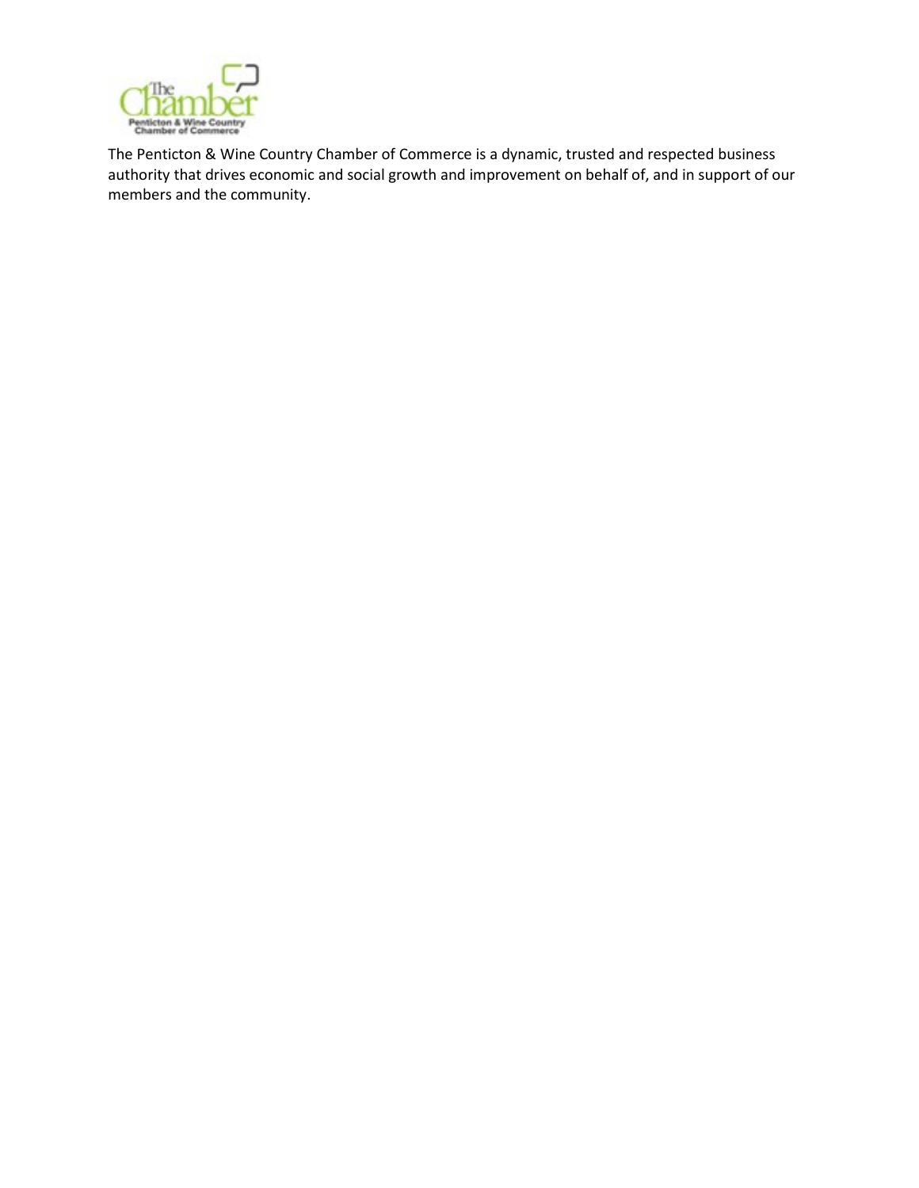The Penticton & Wine Country Chamber of Commerce is a dynamic, trusted and respected business authority that drives economic and social growth and improvement on behalf of, and in support of our members and the community.